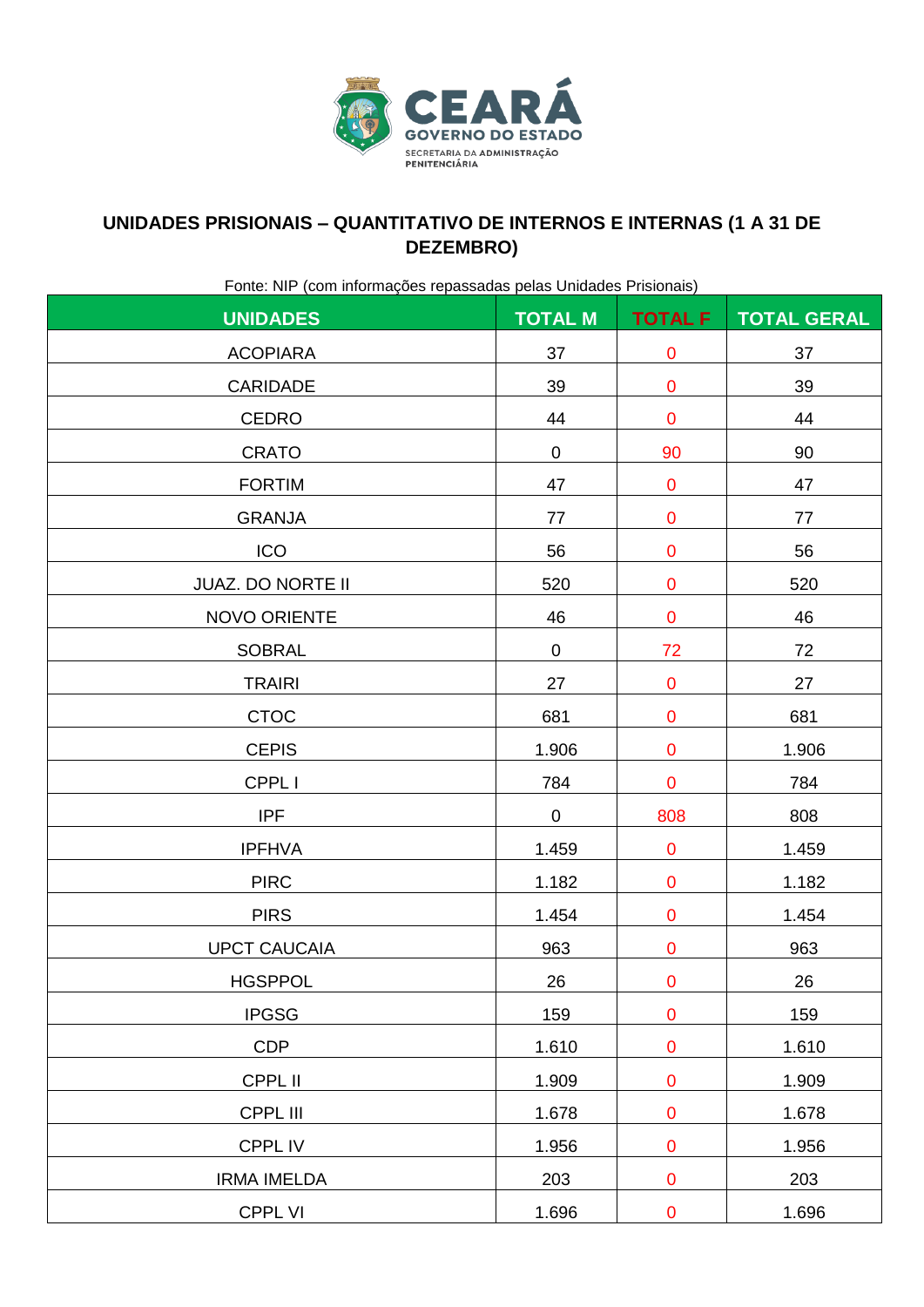CEARÁ
GOVERNO DO ESTADO
SECRETARIA DA ADMINISTRAÇÃO PENITENCIÁRIA

## UNIDADES PRISIONAIS – QUANTITATIVO DE INTERNOS E INTERNAS (1 A 31 DE DEZEMBRO)

Fonte: NIP (com informações repassadas pelas Unidades Prisionais)

| UNIDADES | TOTAL M | TOTAL F | TOTAL GERAL |
|---|---|---|---|
| ACOPIARA | 37 | 0 | 37 |
| CARIDADE | 39 | 0 | 39 |
| CEDRO | 44 | 0 | 44 |
| CRATO | 0 | 90 | 90 |
| FORTIM | 47 | 0 | 47 |
| GRANJA | 77 | 0 | 77 |
| ICO | 56 | 0 | 56 |
| JUAZ. DO NORTE II | 520 | 0 | 520 |
| NOVO ORIENTE | 46 | 0 | 46 |
| SOBRAL | 0 | 72 | 72 |
| TRAIRI | 27 | 0 | 27 |
| CTOC | 681 | 0 | 681 |
| CEPIS | 1.906 | 0 | 1.906 |
| CPPL I | 784 | 0 | 784 |
| IPF | 0 | 808 | 808 |
| IPFHVA | 1.459 | 0 | 1.459 |
| PIRC | 1.182 | 0 | 1.182 |
| PIRS | 1.454 | 0 | 1.454 |
| UPCT CAUCAIA | 963 | 0 | 963 |
| HGSPPOL | 26 | 0 | 26 |
| IPGSG | 159 | 0 | 159 |
| CDP | 1.610 | 0 | 1.610 |
| CPPL II | 1.909 | 0 | 1.909 |
| CPPL III | 1.678 | 0 | 1.678 |
| CPPL IV | 1.956 | 0 | 1.956 |
| IRMA IMELDA | 203 | 0 | 203 |
| CPPL VI | 1.696 | 0 | 1.696 |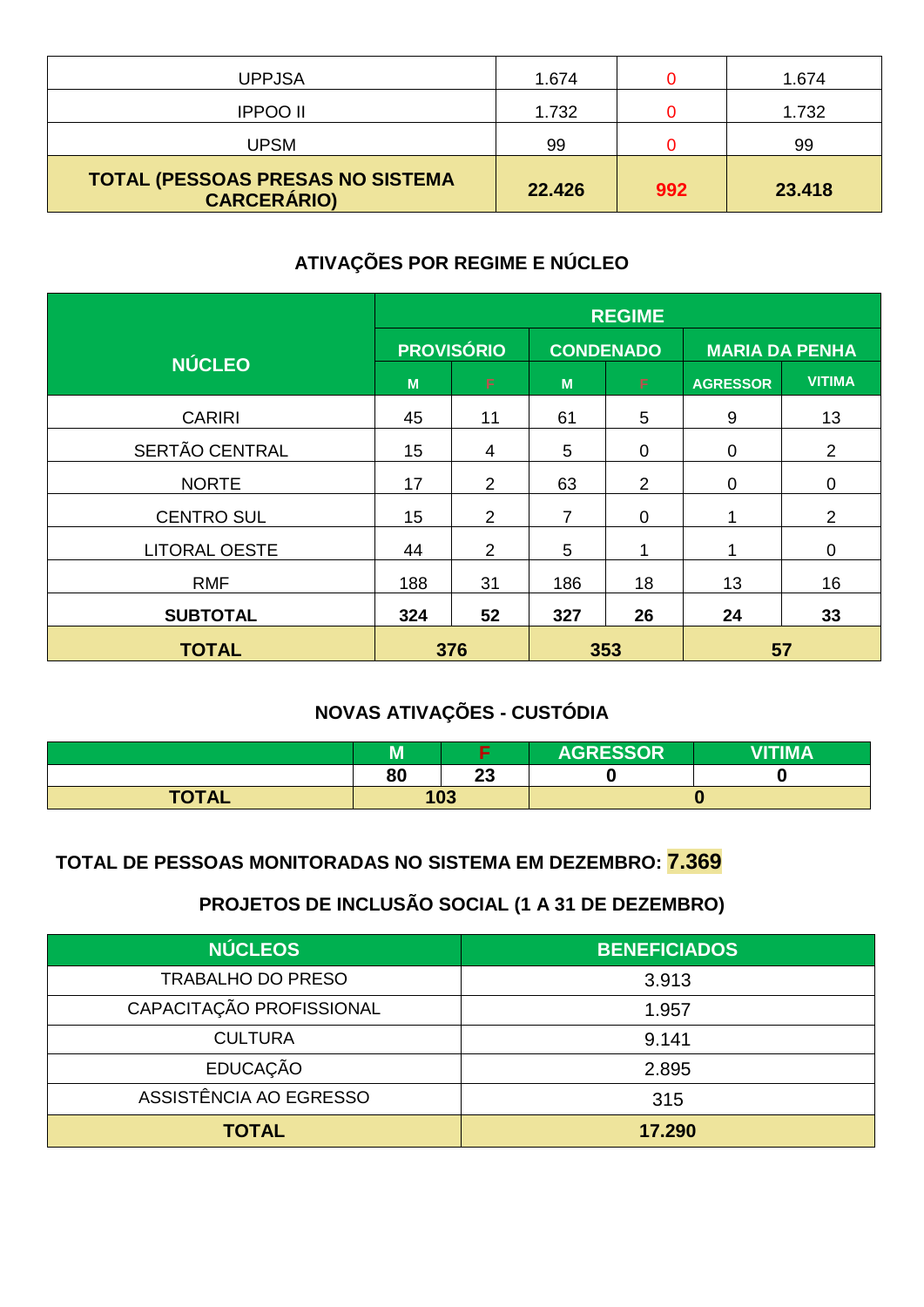| UPPJSA | 1.674 | 0 | 1.674 |
|---|---|---|---|
| IPPOO II | 1.732 | 0 | 1.732 |
| UPSM | 99 | 0 | 99 |
| **TOTAL (PESSOAS PRESAS NO SISTEMA CARCERÁRIO)** | **22.426** | **992** | **23.418** |

## ATIVAÇÕES POR REGIME E NÚCLEO

| NÚCLEO | REGIME | | | | | |
|---|---|---|---|---|---|---|
| | PROVISÓRIO | | CONDENADO | | MARIA DA PENHA | |
| | M | F | M | F | AGRESSOR | VITIMA |
| CARIRI | 45 | 11 | 61 | 5 | 9 | 13 |
| SERTÃO CENTRAL | 15 | 4 | 5 | 0 | 0 | 2 |
| NORTE | 17 | 2 | 63 | 2 | 0 | 0 |
| CENTRO SUL | 15 | 2 | 7 | 0 | 1 | 2 |
| LITORAL OESTE | 44 | 2 | 5 | 1 | 1 | 0 |
| RMF | 188 | 31 | 186 | 18 | 13 | 16 |
| **SUBTOTAL** | **324** | **52** | **327** | **26** | **24** | **33** |
| **TOTAL** | **376** | | **353** | | **57** | |

## NOVAS ATIVAÇÕES - CUSTÓDIA

| | M | F | AGRESSOR | VITIMA |
|---|---|---|---|---|
| | **80** | **23** | **0** | **0** |
| **TOTAL** | **103** | | **0** | |

**TOTAL DE PESSOAS MONITORADAS NO SISTEMA EM DEZEMBRO: 7.369**

## PROJETOS DE INCLUSÃO SOCIAL (1 A 31 DE DEZEMBRO)

| NÚCLEOS | BENEFICIADOS |
|---|---|
| TRABALHO DO PRESO | 3.913 |
| CAPACITAÇÃO PROFISSIONAL | 1.957 |
| CULTURA | 9.141 |
| EDUCAÇÃO | 2.895 |
| ASSISTÊNCIA AO EGRESSO | 315 |
| **TOTAL** | **17.290** |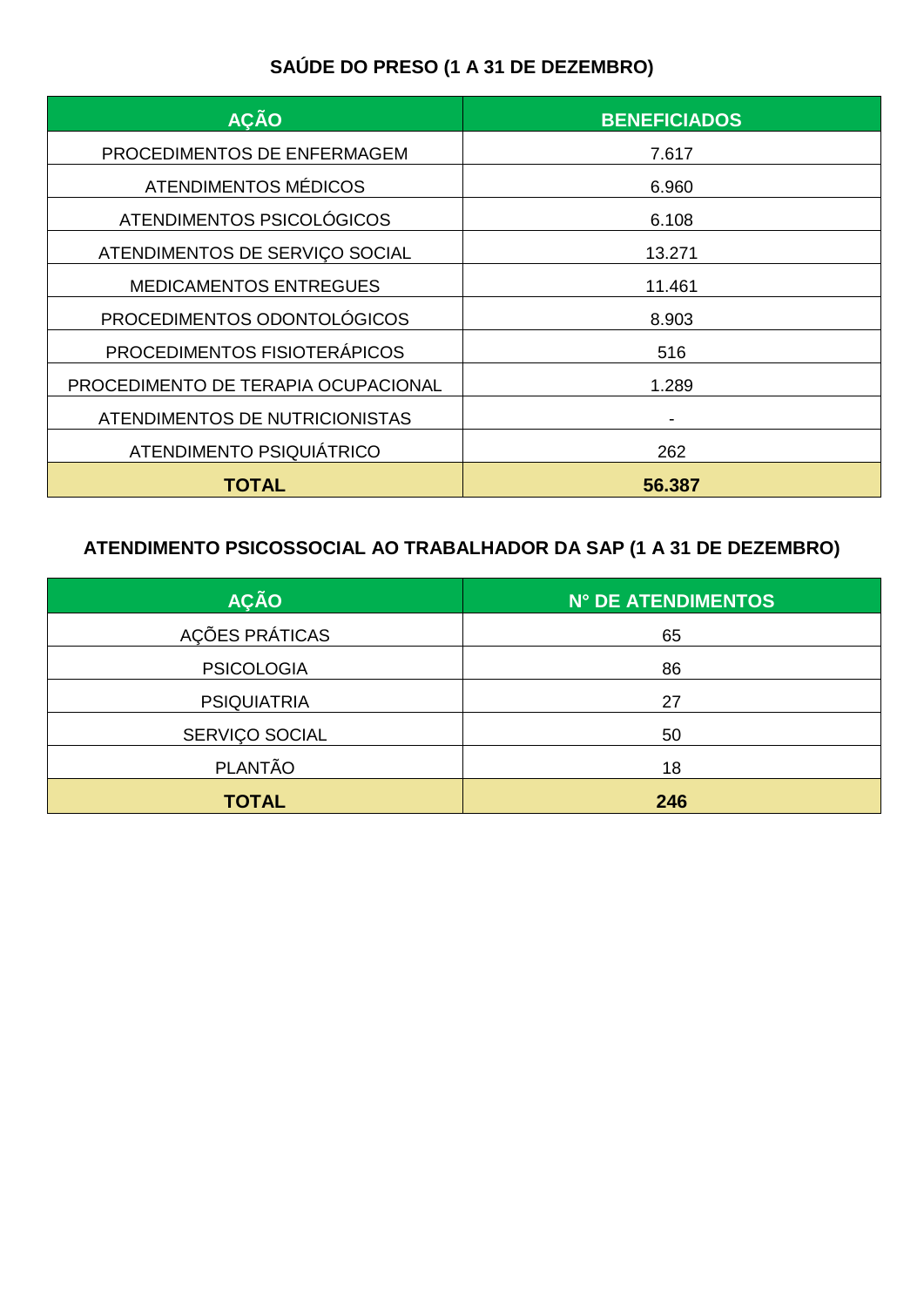## SAÚDE DO PRESO (1 A 31 DE DEZEMBRO)

| AÇÃO | BENEFICIADOS |
|---|---|
| PROCEDIMENTOS DE ENFERMAGEM | 7.617 |
| ATENDIMENTOS MÉDICOS | 6.960 |
| ATENDIMENTOS PSICOLÓGICOS | 6.108 |
| ATENDIMENTOS DE SERVIÇO SOCIAL | 13.271 |
| MEDICAMENTOS ENTREGUES | 11.461 |
| PROCEDIMENTOS ODONTOLÓGICOS | 8.903 |
| PROCEDIMENTOS FISIOTERÁPICOS | 516 |
| PROCEDIMENTO DE TERAPIA OCUPACIONAL | 1.289 |
| ATENDIMENTOS DE NUTRICIONISTAS | - |
| ATENDIMENTO PSIQUIÁTRICO | 262 |
| **TOTAL** | **56.387** |

## ATENDIMENTO PSICOSSOCIAL AO TRABALHADOR DA SAP (1 A 31 DE DEZEMBRO)

| AÇÃO | N° DE ATENDIMENTOS |
|---|---|
| AÇÕES PRÁTICAS | 65 |
| PSICOLOGIA | 86 |
| PSIQUIATRIA | 27 |
| SERVIÇO SOCIAL | 50 |
| PLANTÃO | 18 |
| **TOTAL** | **246** |